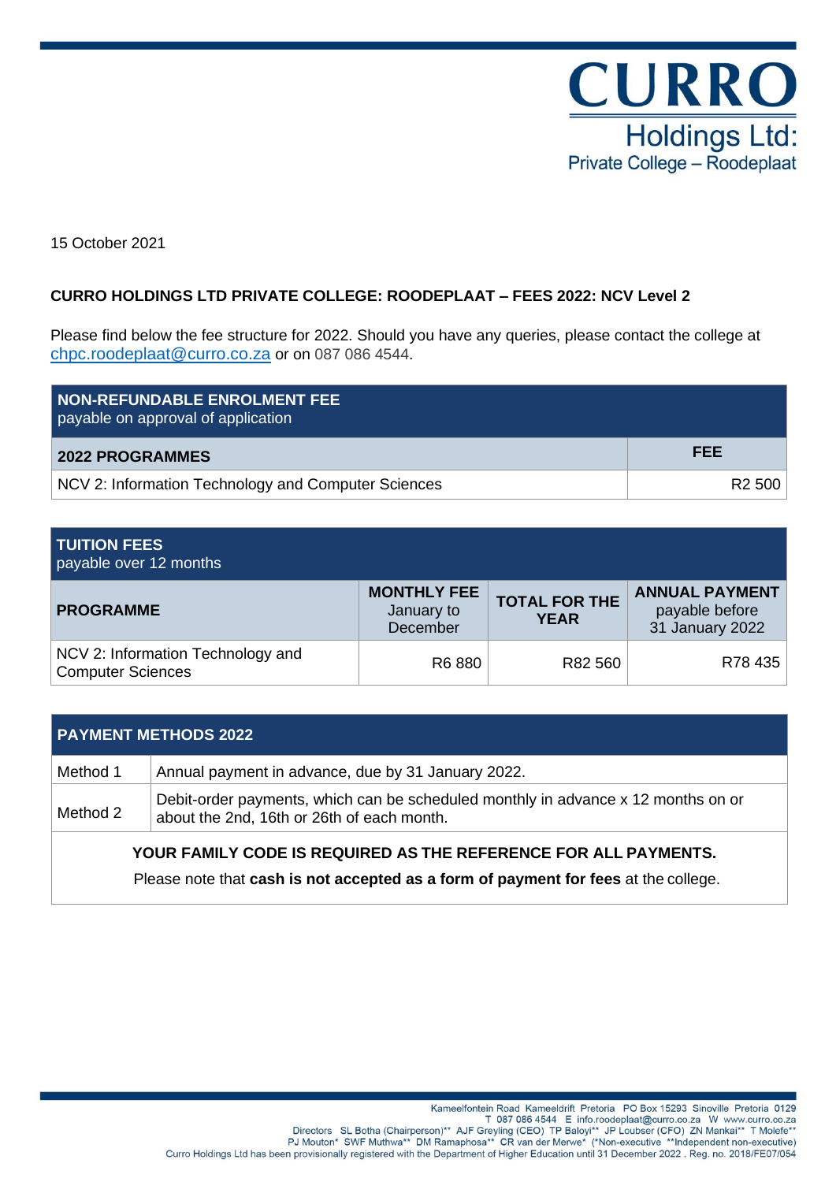**CURRO**

Holdings Ltd:
Private College – Roodeplaat

15 October 2021

**CURRO HOLDINGS LTD PRIVATE COLLEGE: ROODEPLAAT – FEES 2022: NCV Level 2**

Please find below the fee structure for 2022. Should you have any queries, please contact the college at chpc.roodeplaat@curro.co.za or on 087 086 4544.

| **NON-REFUNDABLE ENROLMENT FEE** payable on approval of application | |
|---|---|
| **2022 PROGRAMMES** | **FEE** |
| NCV 2: Information Technology and Computer Sciences | R2 500 |

| **TUITION FEES** payable over 12 months | | | |
|---|---|---|---|
| **PROGRAMME** | **MONTHLY FEE** January to December | **TOTAL FOR THE YEAR** | **ANNUAL PAYMENT** payable before 31 January 2022 |
| NCV 2: Information Technology and Computer Sciences | R6 880 | R82 560 | R78 435 |

| **PAYMENT METHODS 2022** | |
|---|---|
| Method 1 | Annual payment in advance, due by 31 January 2022. |
| Method 2 | Debit-order payments, which can be scheduled monthly in advance x 12 months on or about the 2nd, 16th or 26th of each month. |

**YOUR FAMILY CODE IS REQUIRED AS THE REFERENCE FOR ALL PAYMENTS.**

Please note that **cash is not accepted as a form of payment for fees** at the college.

Kameelfontein Road Kameeldrift Pretoria PO Box 15293 Sinoville Pretoria 0129
T 087 086 4544 E info.roodeplaat@curro.co.za W www.curro.co.za
Directors SL Botha (Chairperson)** AJF Greyling (CEO) TP Baloyi** JP Loubser (CFO) ZN Mankai** T Molefe**
PJ Mouton* SWF Muthwa** DM Ramaphosa** CR van der Merwe* (*Non-executive **Independent non-executive)
Curro Holdings Ltd has been provisionally registered with the Department of Higher Education until 31 December 2022 . Reg. no. 2018/FE07/054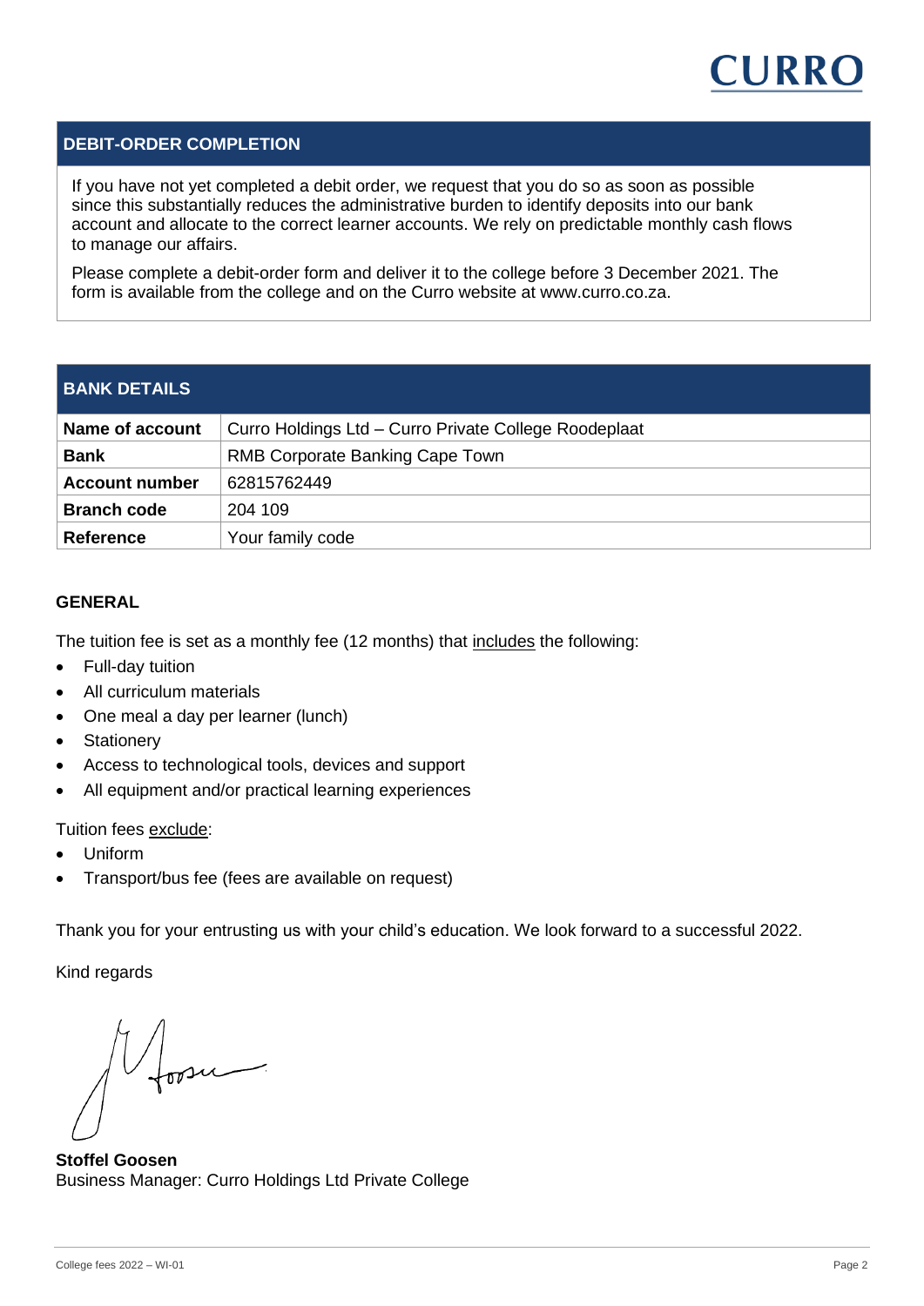## DEBIT-ORDER COMPLETION

If you have not yet completed a debit order, we request that you do so as soon as possible since this substantially reduces the administrative burden to identify deposits into our bank account and allocate to the correct learner accounts. We rely on predictable monthly cash flows to manage our affairs.

Please complete a debit-order form and deliver it to the college before 3 December 2021. The form is available from the college and on the Curro website at www.curro.co.za.

## BANK DETAILS

| | |
|---|---|
| **Name of account** | Curro Holdings Ltd – Curro Private College Roodeplaat |
| **Bank** | RMB Corporate Banking Cape Town |
| **Account number** | 62815762449 |
| **Branch code** | 204 109 |
| **Reference** | Your family code |

### GENERAL

The tuition fee is set as a monthly fee (12 months) that includes the following:

- Full-day tuition
- All curriculum materials
- One meal a day per learner (lunch)
- Stationery
- Access to technological tools, devices and support
- All equipment and/or practical learning experiences

Tuition fees exclude:

- Uniform
- Transport/bus fee (fees are available on request)

Thank you for your entrusting us with your child's education. We look forward to a successful 2022.

Kind regards

**Stoffel Goosen**
Business Manager: Curro Holdings Ltd Private College